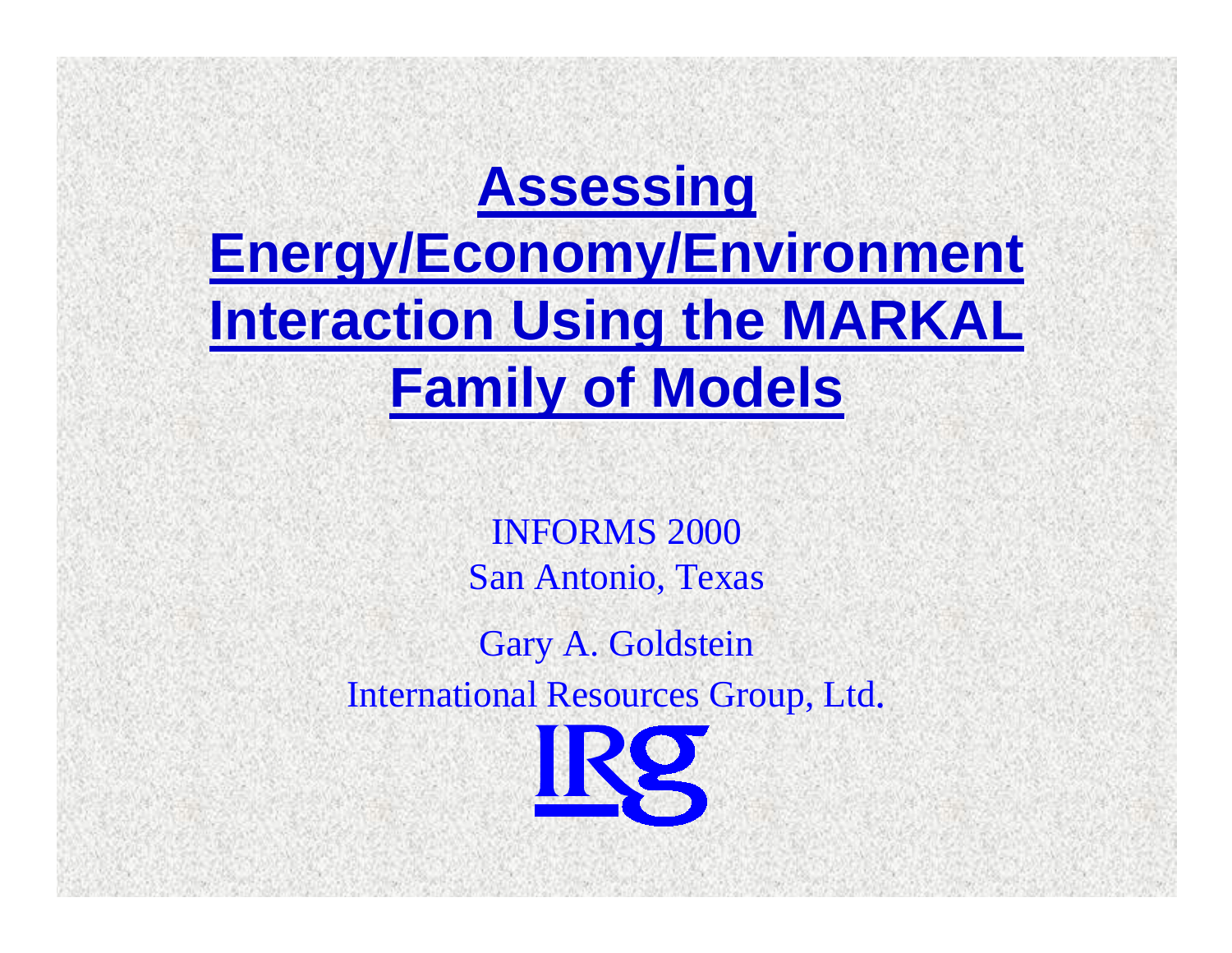# Assessing Energy/Economy/Environment Interaction Using the MARKAL Family of Models

INFORMS 2000

San Antonio, Texas

Gary A. Goldstein

International Resources Group, Ltd.

IRG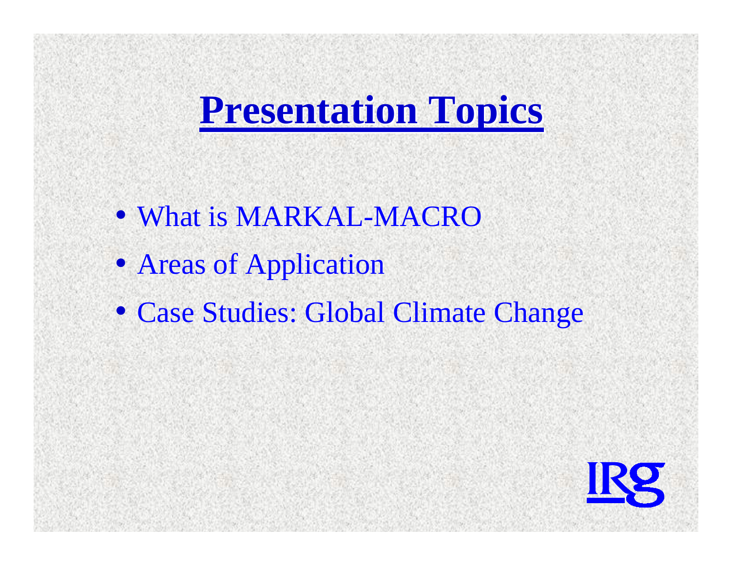# Presentation Topics

- What is MARKAL-MACRO
- Areas of Application
- Case Studies: Global Climate Change

IRG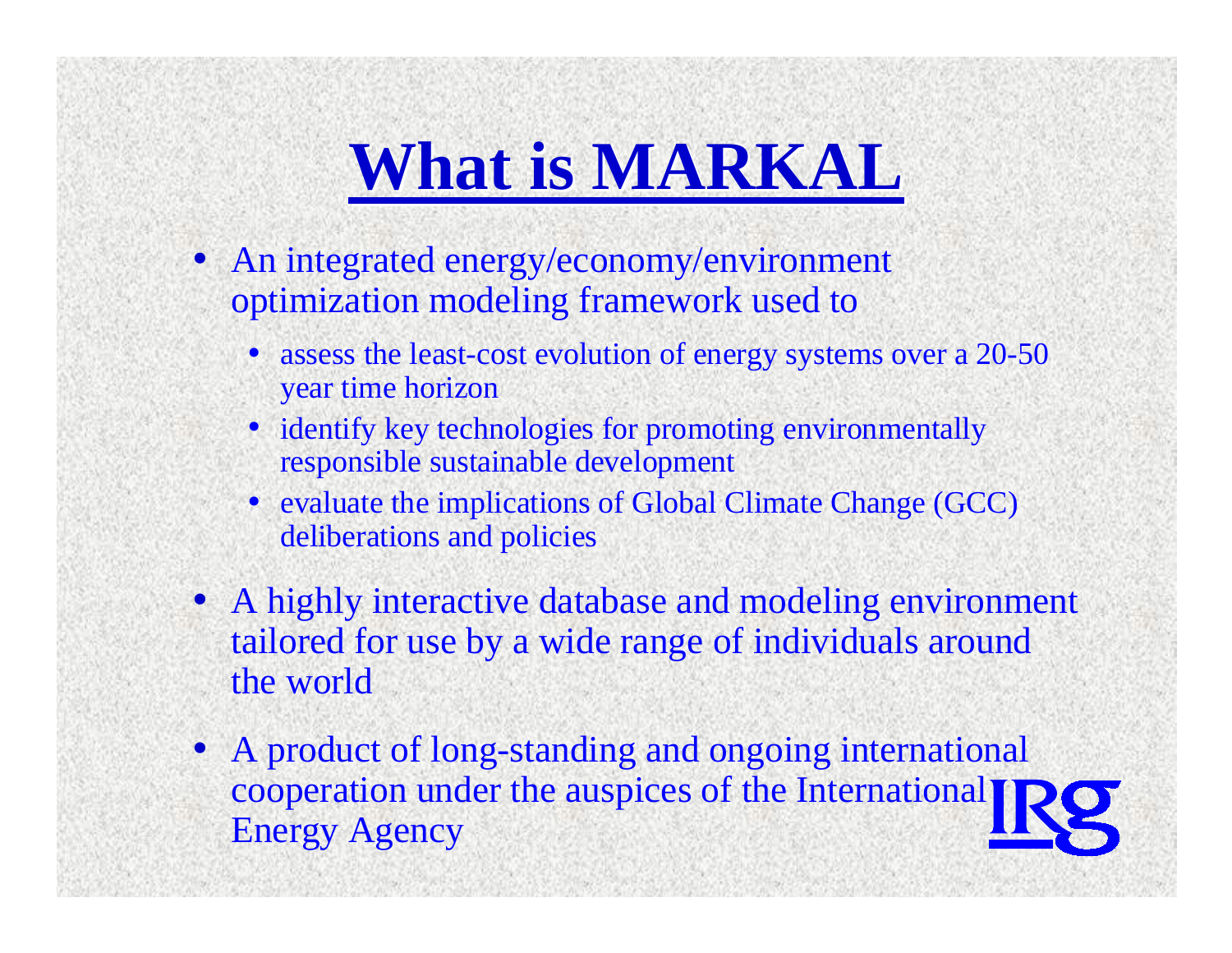# What is MARKAL

- An integrated energy/economy/environment optimization modeling framework used to
  - assess the least-cost evolution of energy systems over a 20-50 year time horizon
  - identify key technologies for promoting environmentally responsible sustainable development
  - evaluate the implications of Global Climate Change (GCC) deliberations and policies
- A highly interactive database and modeling environment tailored for use by a wide range of individuals around the world
- A product of long-standing and ongoing international cooperation under the auspices of the International Energy Agency

IRG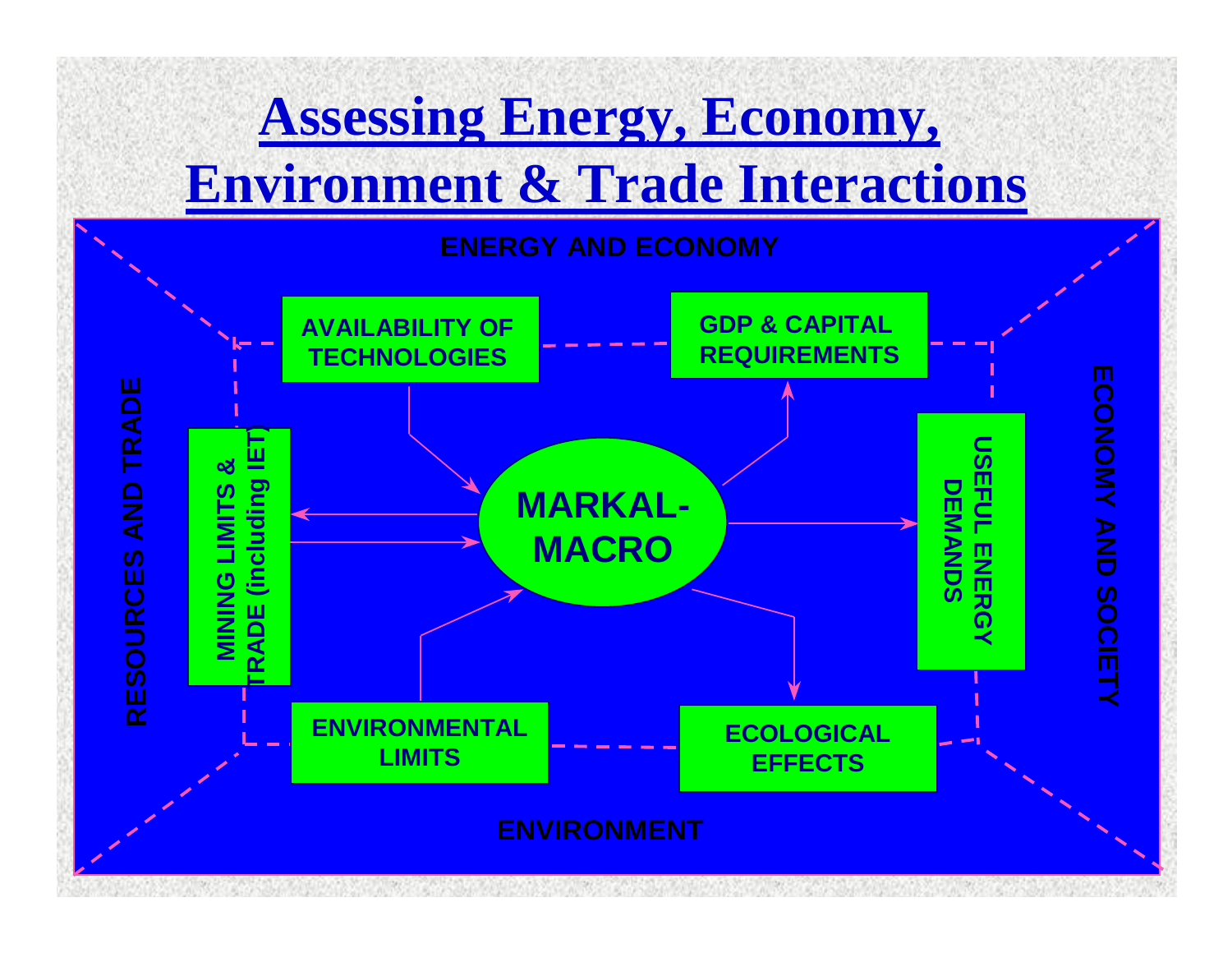# Assessing Energy, Economy, Environment & Trade Interactions

ENERGY AND ECONOMY

AVAILABILITY OF TECHNOLOGIES

GDP & CAPITAL REQUIREMENTS

RESOURCES AND TRADE

MINING LIMITS & TRADE (including IET)

MARKAL-MACRO

USEFUL ENERGY DEMANDS

ECONOMY AND SOCIETY

ENVIRONMENTAL LIMITS

ECOLOGICAL EFFECTS

ENVIRONMENT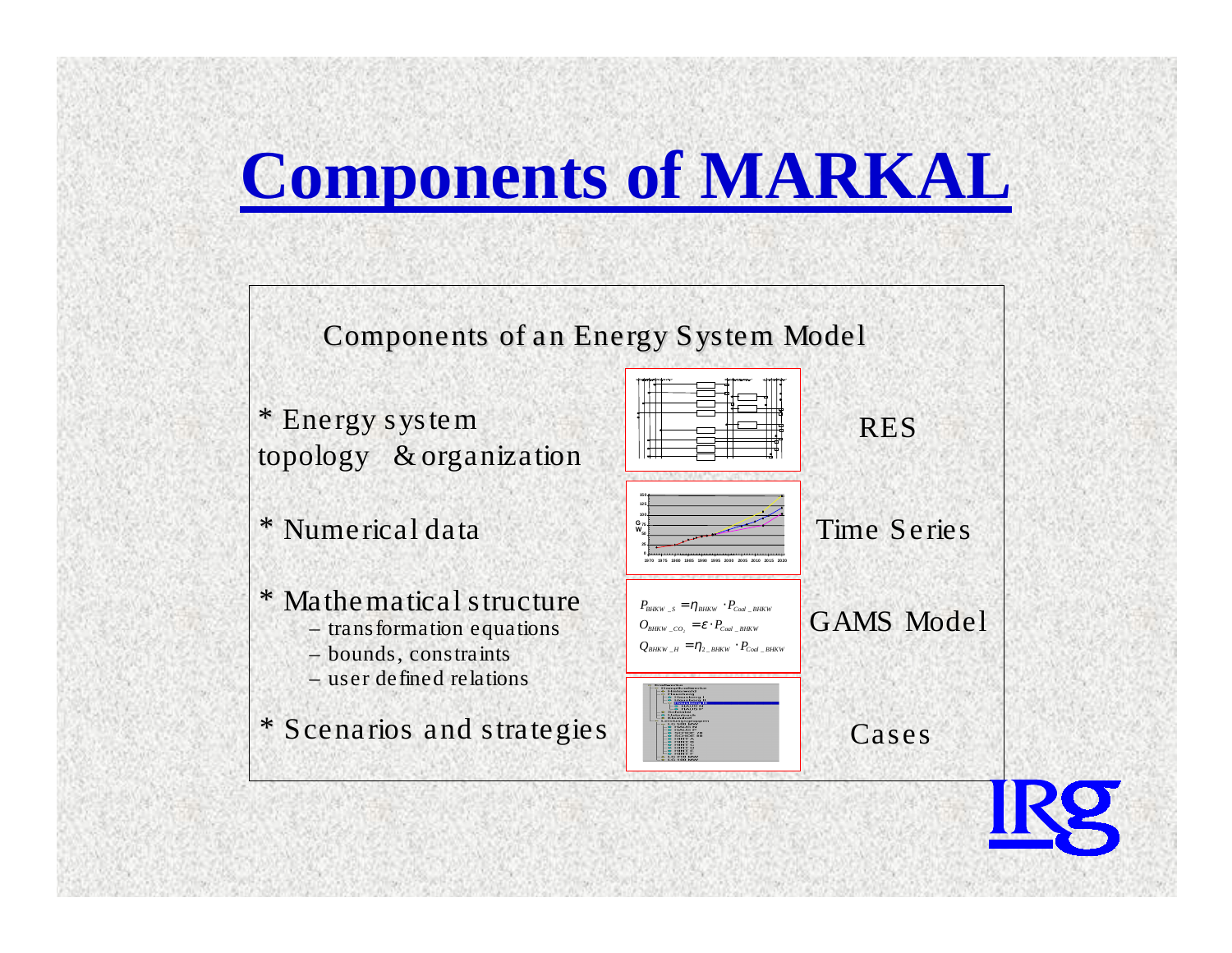# Components of MARKAL

Components of an Energy System Model

* Energy system topology & organization

* Numerical data

* Mathematical structure
  - transformation equations
  - bounds, constraints
  - user defined relations

* Scenarios and strategies

RES

Time Series

$$P_{BHKW\_S} = \eta_{BHKW} \cdot P_{Coal\_BHKW}$$

$$O_{BHKW\_CO_2} = \varepsilon \cdot P_{Coal\_BHKW}$$

$$Q_{BHKW\_H} = \eta_{2\_BHKW} \cdot P_{Coal\_BHKW}$$

GAMS Model

Cases

IRG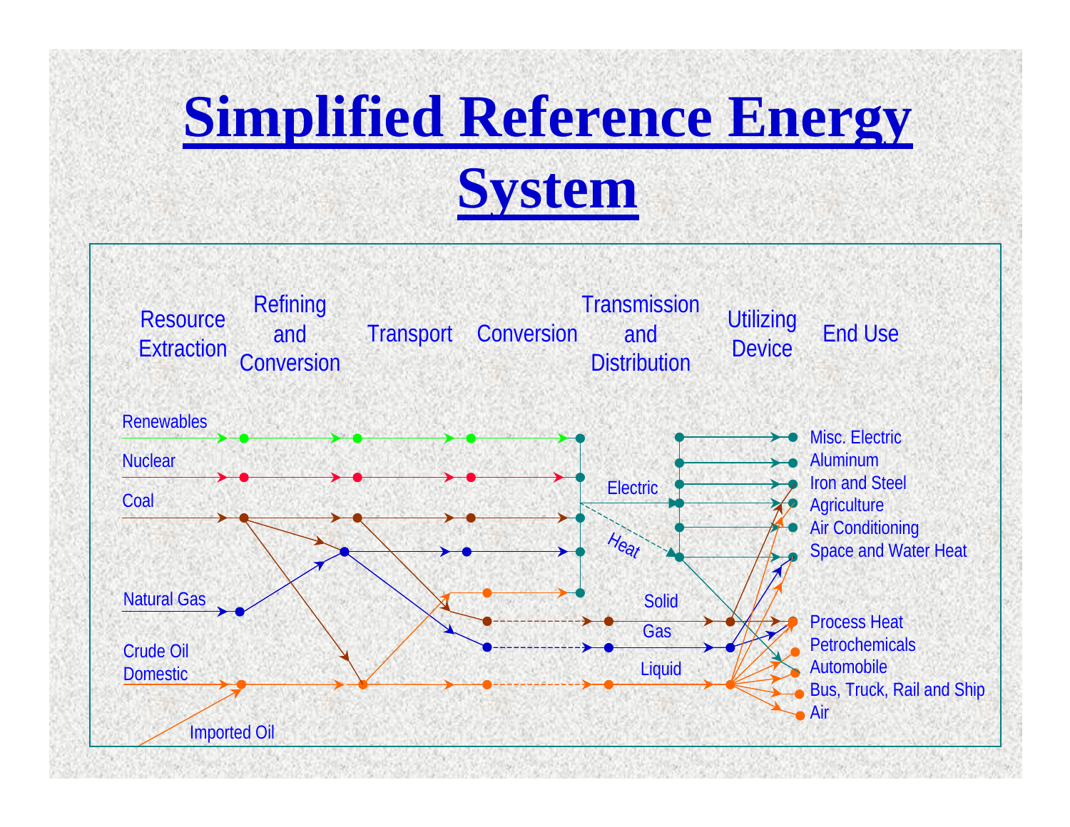# Simplified Reference Energy System

Resource Extraction

Refining and Conversion

Transport

Conversion

Transmission and Distribution

Utilizing Device

End Use

Renewables

Nuclear

Coal

Natural Gas

Crude Oil Domestic

Imported Oil

Electric

Heat

Solid

Gas

Liquid

Misc. Electric

Aluminum

Iron and Steel

Agriculture

Air Conditioning

Space and Water Heat

Process Heat

Petrochemicals

Automobile

Bus, Truck, Rail and Ship

Air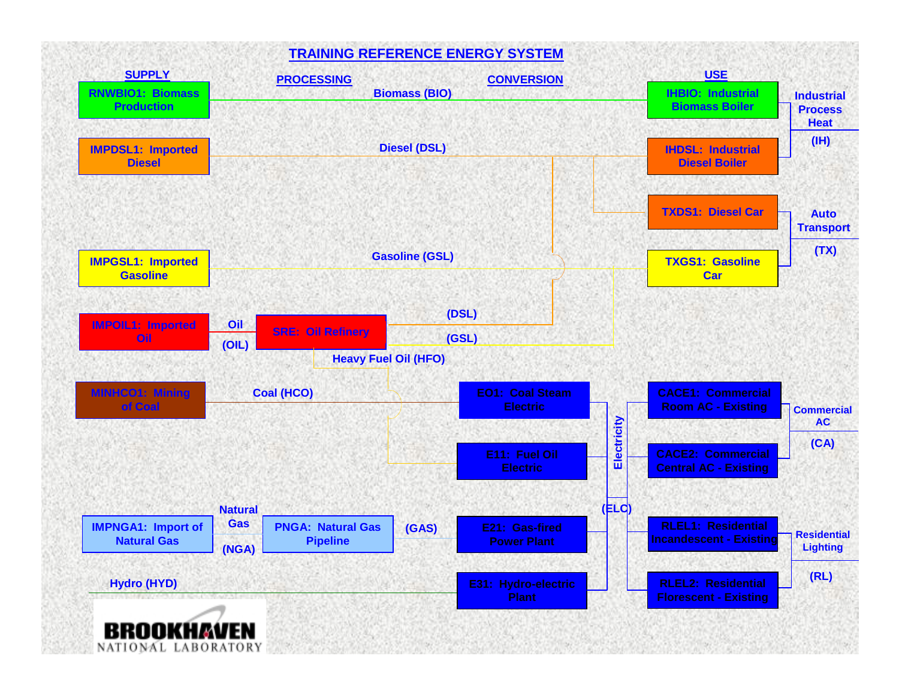# TRAINING REFERENCE ENERGY SYSTEM

SUPPLY

PROCESSING

CONVERSION

USE

RNWBIO1: Biomass Production

Biomass (BIO)

IHBIO: Industrial Biomass Boiler

Industrial Process Heat

(IH)

IMPDSL1: Imported Diesel

Diesel (DSL)

IHDSL: Industrial Diesel Boiler

TXDS1: Diesel Car

Auto Transport

(TX)

IMPGSL1: Imported Gasoline

Gasoline (GSL)

TXGS1: Gasoline Car

IMPOIL1: Imported Oil

Oil

(OIL)

SRE: Oil Refinery

(DSL)

(GSL)

Heavy Fuel Oil (HFO)

MINHCO1: Mining of Coal

Coal (HCO)

EO1: Coal Steam Electric

E11: Fuel Oil Electric

Electricity

(ELC)

CACE1: Commercial Room AC - Existing

CACE2: Commercial Central AC - Existing

Commercial AC

(CA)

IMPNGA1: Import of Natural Gas

Natural Gas

(NGA)

PNGA: Natural Gas Pipeline

(GAS)

E21: Gas-fired Power Plant

RLEL1: Residential Incandescent - Existing

RLEL2: Residential Florescent - Existing

Residential Lighting

(RL)

Hydro (HYD)

E31: Hydro-electric Plant

BROOKHAVEN NATIONAL LABORATORY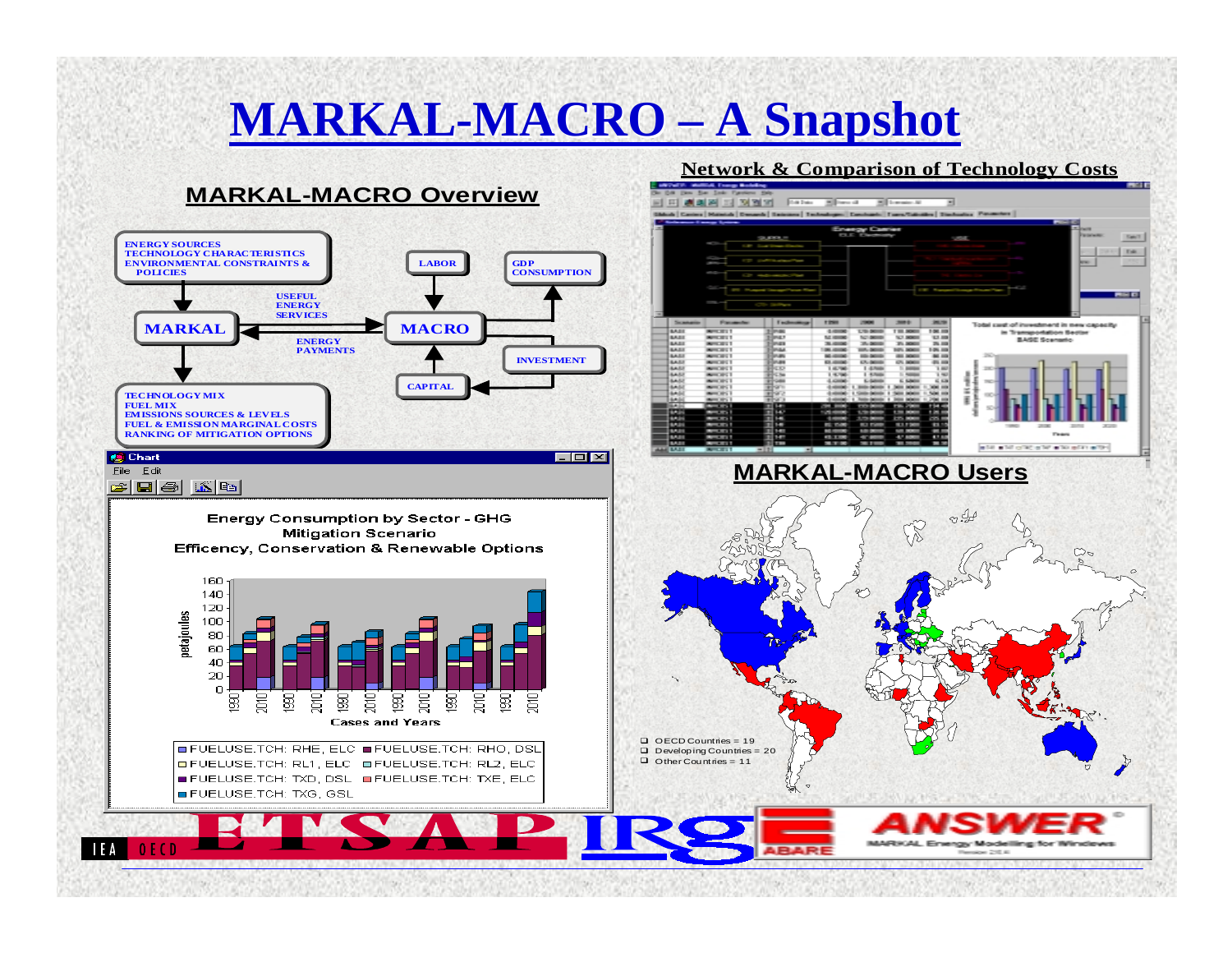# MARKAL-MACRO – A Snapshot

## MARKAL-MACRO Overview

ENERGY SOURCES
TECHNOLOGY CHARACTERISTICS
ENVIRONMENTAL CONSTRAINTS & POLICIES

LABOR

GDP CONSUMPTION

USEFUL ENERGY SERVICES

MARKAL

MACRO

ENERGY PAYMENTS

INVESTMENT

CAPITAL

TECHNOLOGY MIX
FUEL MIX
EMISSIONS SOURCES & LEVELS
FUEL & EMISSION MARGINAL COSTS
RANKING OF MITIGATION OPTIONS

## Network & Comparison of Technology Costs

Chart

File Edit

Energy Consumption by Sector - GHG Mitigation Scenario
Efficency, Conservation & Renewable Options

petajoules

160
140
120
100
80
60
40
20
0

1990 2010 1990 2010 1990 2010 1990 2010 1990 2010 1990 2010

Cases and Years

FUELUSE.TCH: RHE, ELC
FUELUSE.TCH: RHO, DSL
FUELUSE.TCH: RL1, ELC
FUELUSE.TCH: RL2, ELC
FUELUSE.TCH: TXD, DSL
FUELUSE.TCH: TXE, ELC
FUELUSE.TCH: TXG, GSL

## MARKAL-MACRO Users

- OECD Countries = 19
- Developing Countries = 20
- Other Countries = 11

IEA OECD ETSAP IRG ABARE ANSWER

MARKAL Energy Modelling for Windows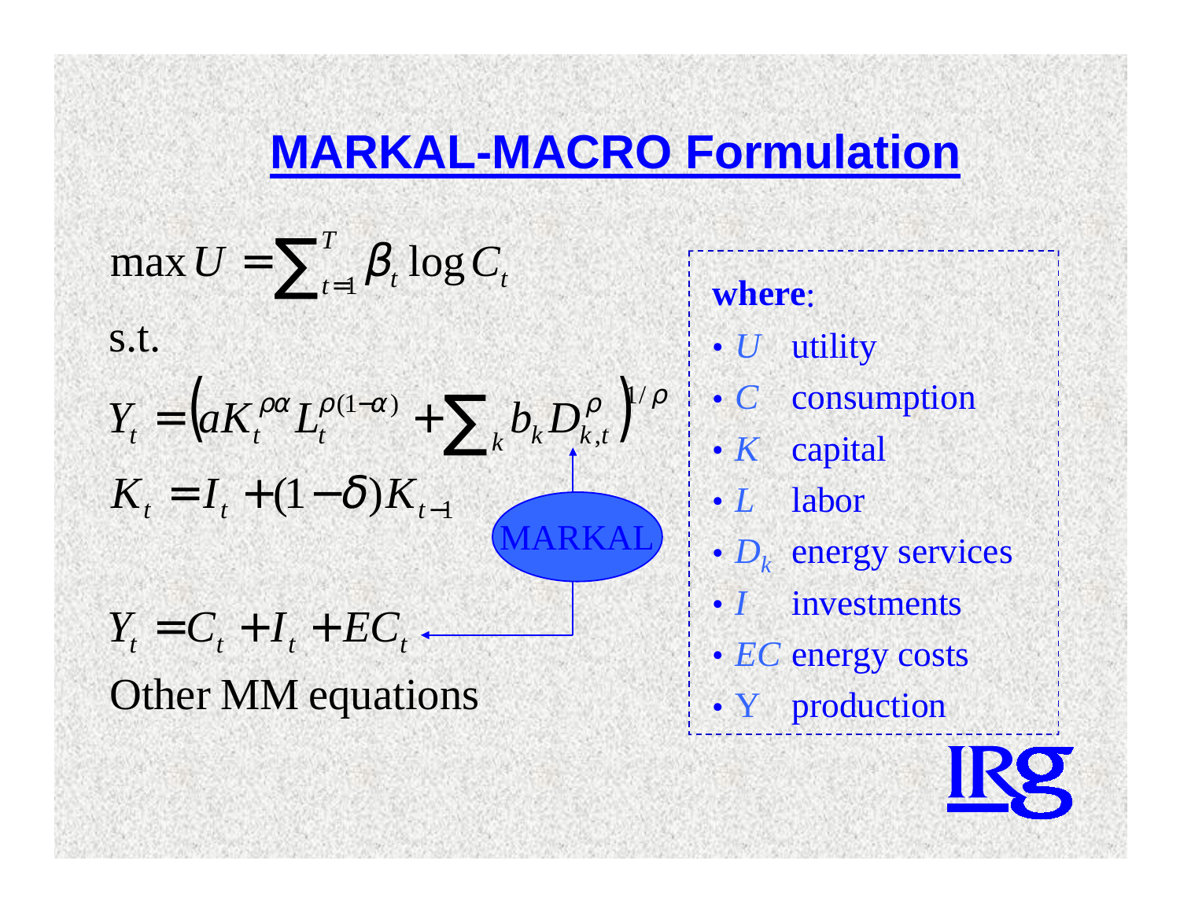# MARKAL-MACRO Formulation

$$\max U = \sum_{t=1}^{T} \beta_t \log C_t$$

s.t.

$$Y_t = \left( a K_t^{\rho\alpha} L_t^{\rho(1-\alpha)} + \sum_k b_k D_{k,t}^{\rho} \right)^{1/\rho}$$

$$K_t = I_t + (1-\delta) K_{t-1}$$

MARKAL

$$Y_t = C_t + I_t + EC_t$$

Other MM equations

**where**:

- $U$ utility
- $C$ consumption
- $K$ capital
- $L$ labor
- $D_k$ energy services
- $I$ investments
- $EC$ energy costs
- Y production

IRG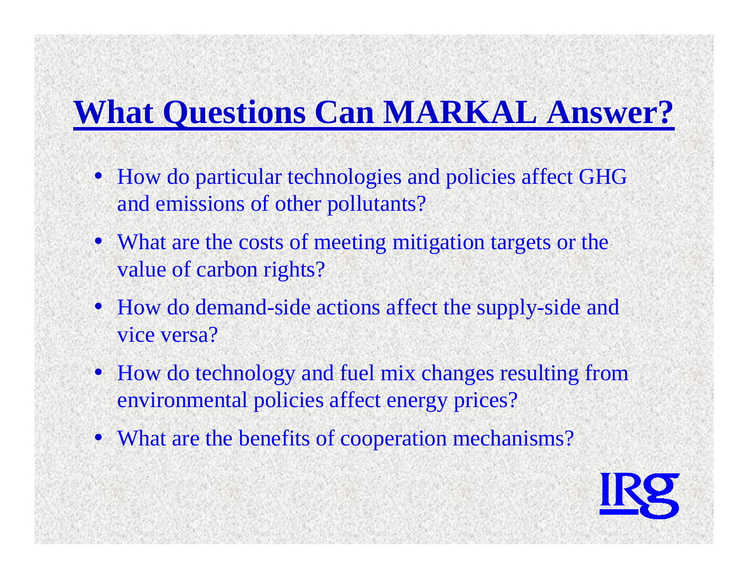# What Questions Can MARKAL Answer?

- How do particular technologies and policies affect GHG and emissions of other pollutants?
- What are the costs of meeting mitigation targets or the value of carbon rights?
- How do demand-side actions affect the supply-side and vice versa?
- How do technology and fuel mix changes resulting from environmental policies affect energy prices?
- What are the benefits of cooperation mechanisms?

IRG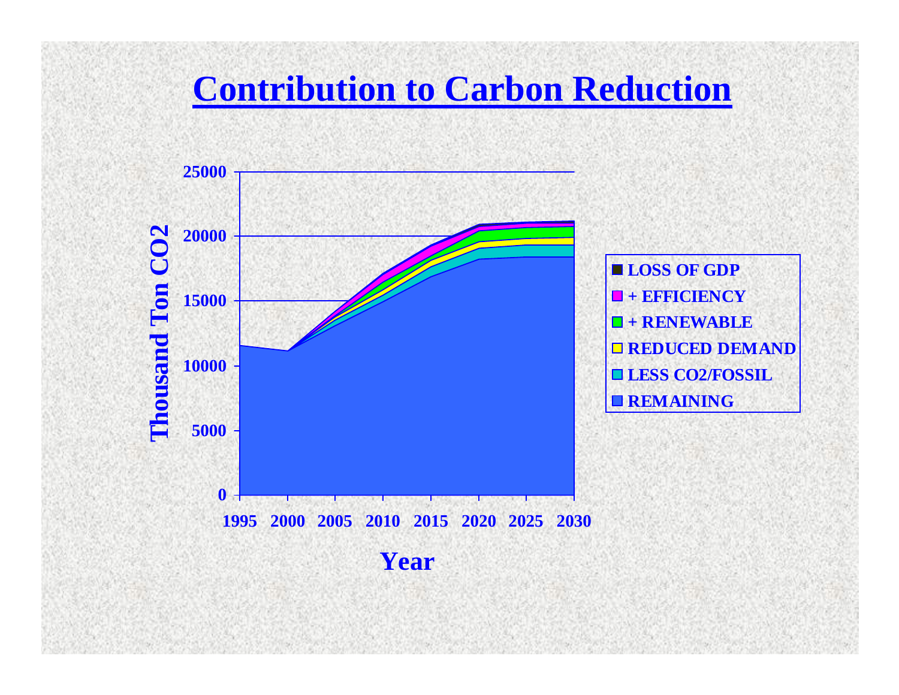# Contribution to Carbon Reduction

Thousand Ton CO2

25000
20000
15000
10000
5000
0

1995 2000 2005 2010 2015 2020 2025 2030

Year

LOSS OF GDP
+ EFFICIENCY
+ RENEWABLE
REDUCED DEMAND
LESS CO2/FOSSIL
REMAINING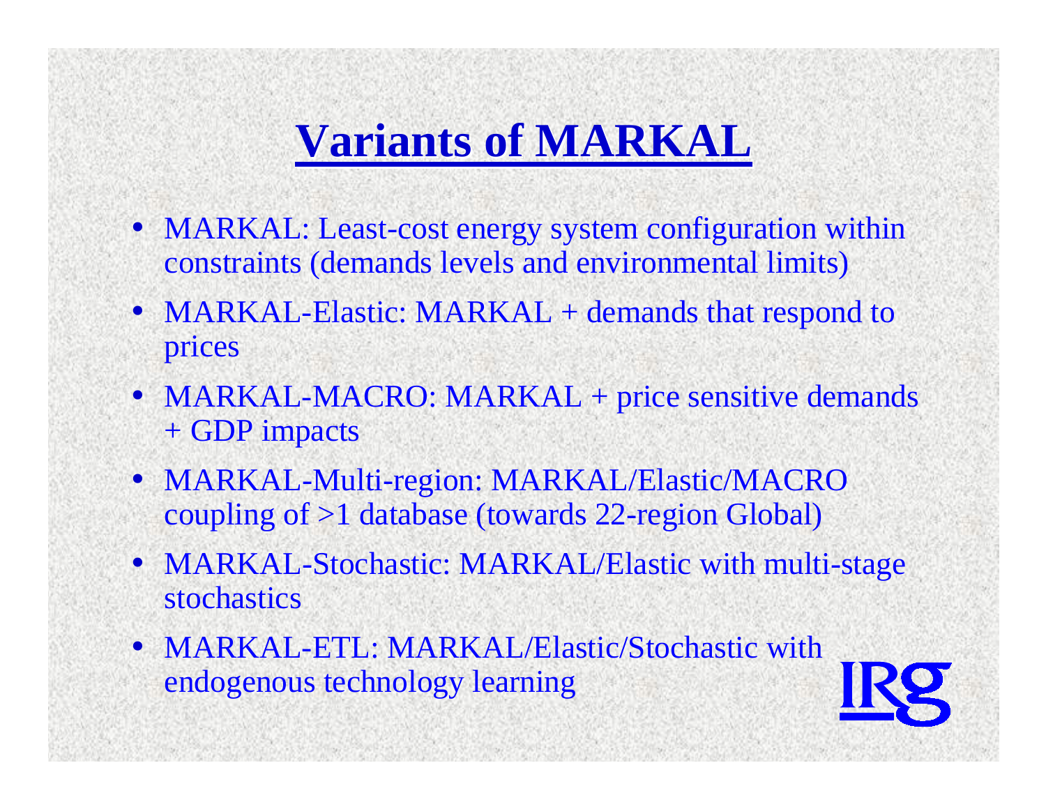# Variants of MARKAL

- MARKAL: Least-cost energy system configuration within constraints (demands levels and environmental limits)
- MARKAL-Elastic: MARKAL + demands that respond to prices
- MARKAL-MACRO: MARKAL + price sensitive demands + GDP impacts
- MARKAL-Multi-region: MARKAL/Elastic/MACRO coupling of >1 database (towards 22-region Global)
- MARKAL-Stochastic: MARKAL/Elastic with multi-stage stochastics
- MARKAL-ETL: MARKAL/Elastic/Stochastic with endogenous technology learning

IRG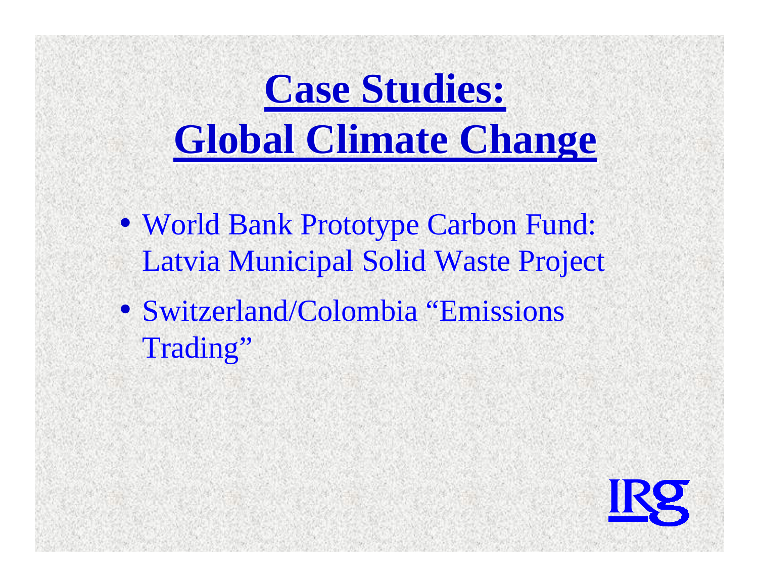# Case Studies: Global Climate Change

- World Bank Prototype Carbon Fund: Latvia Municipal Solid Waste Project
- Switzerland/Colombia "Emissions Trading"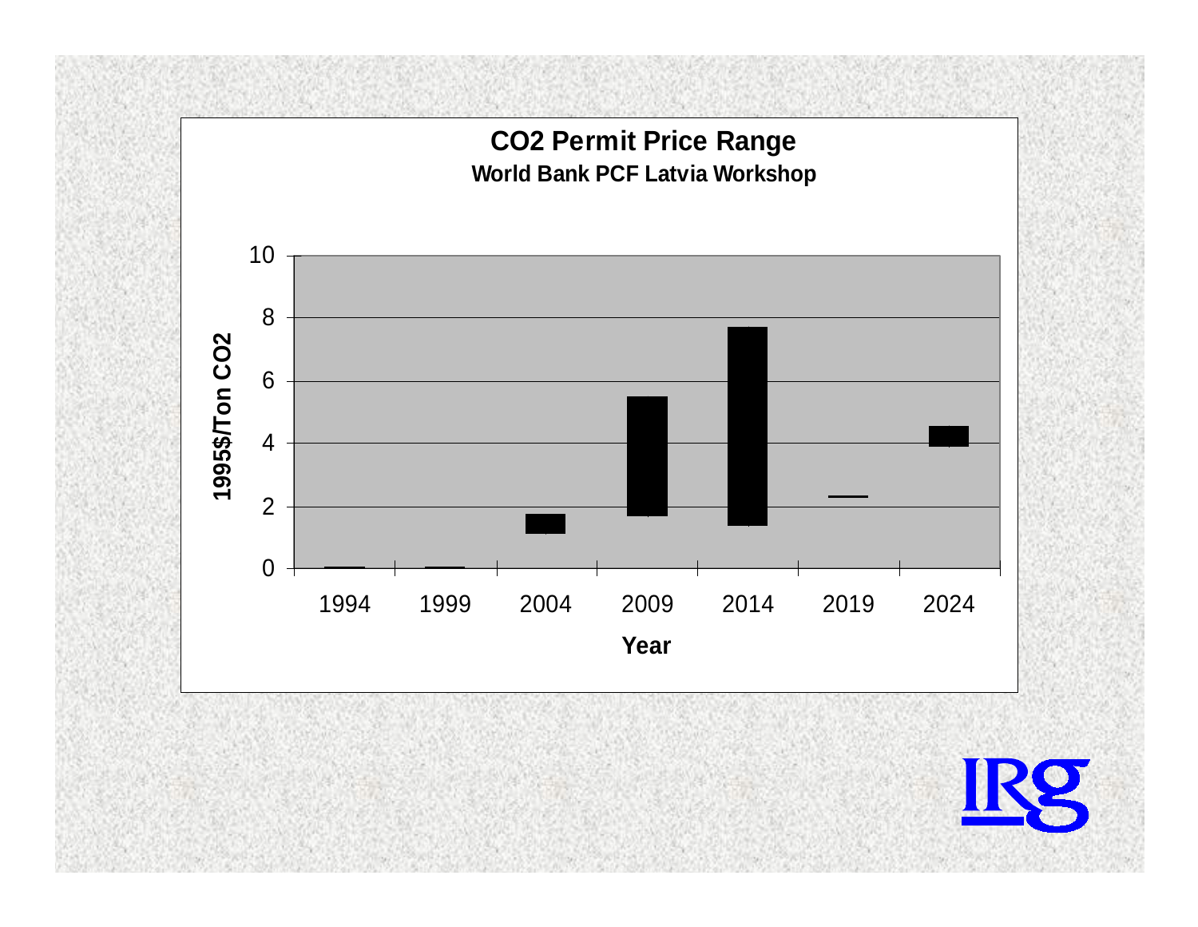CO2 Permit Price Range

World Bank PCF Latvia Workshop

1995$/Ton CO2

10

8

6

4

2

0

1994

1999

2004

2009

2014

2019

2024

Year

IRG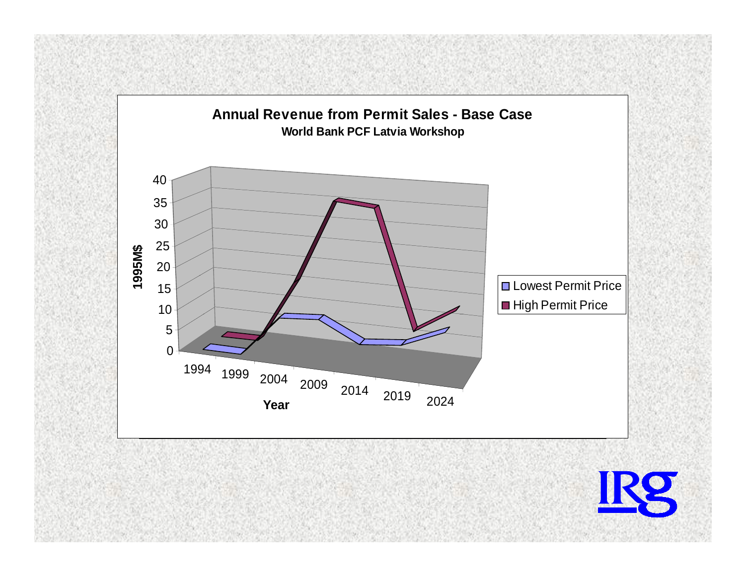Annual Revenue from Permit Sales - Base Case

World Bank PCF Latvia Workshop

1995M$

40
35
30
25
20
15
10
5
0

1994
1999
2004
2009
2014
2019
2024

Year

Lowest Permit Price

High Permit Price

IRG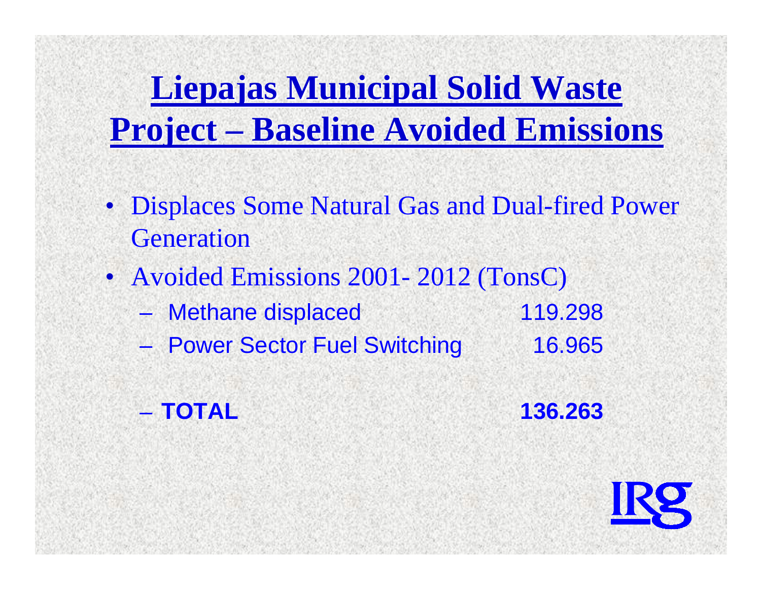# Liepajas Municipal Solid Waste Project – Baseline Avoided Emissions

- Displaces Some Natural Gas and Dual-fired Power Generation
- Avoided Emissions 2001- 2012 (TonsC)
  - Methane displaced 119.298
  - Power Sector Fuel Switching 16.965
  - **TOTAL** **136.263**

IRG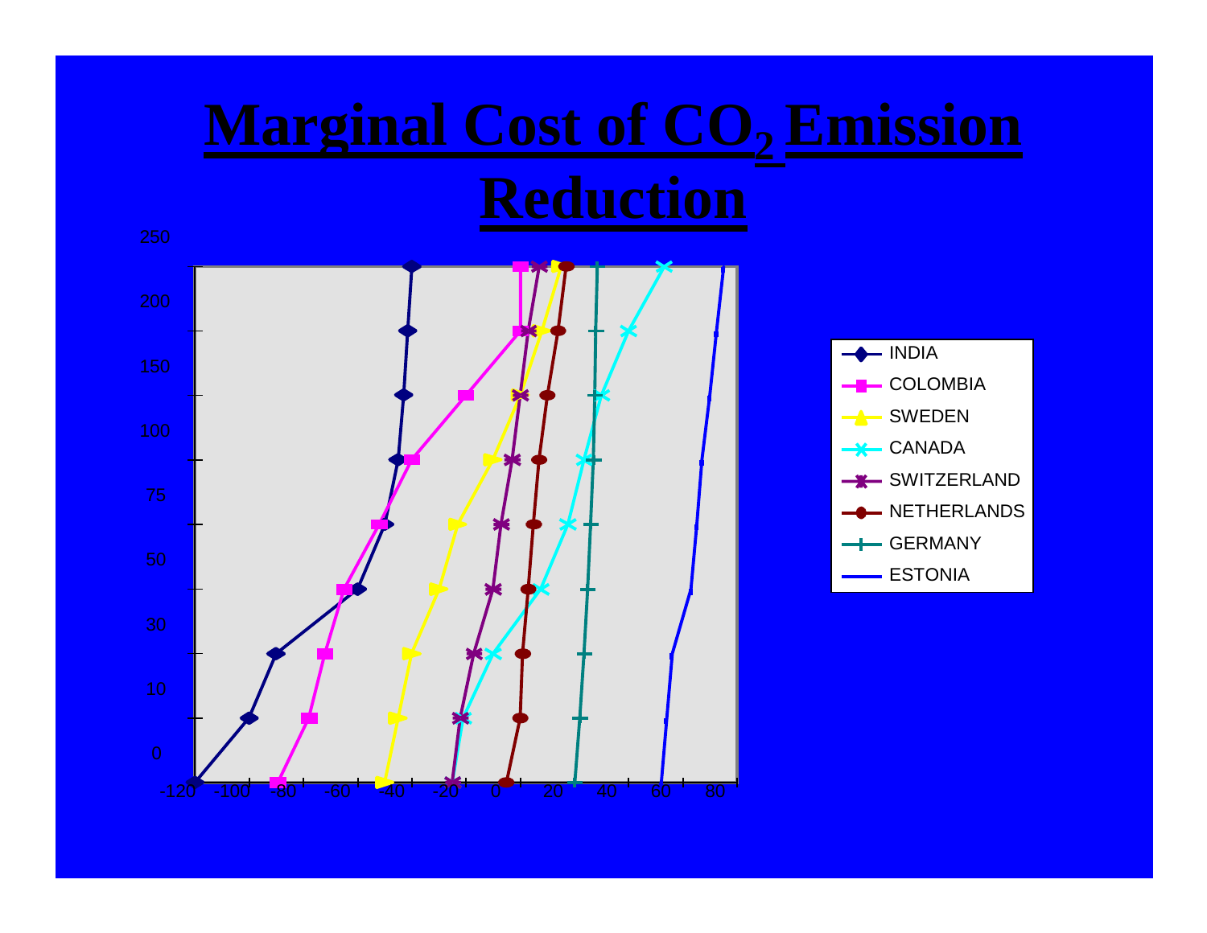# Marginal Cost of $CO_2$ Emission Reduction

250
200
150
100
75
50
30
10
0

-120 -100 -80 -60 -40 -20 0 20 40 60 80

INDIA
COLOMBIA
SWEDEN
CANADA
SWITZERLAND
NETHERLANDS
GERMANY
ESTONIA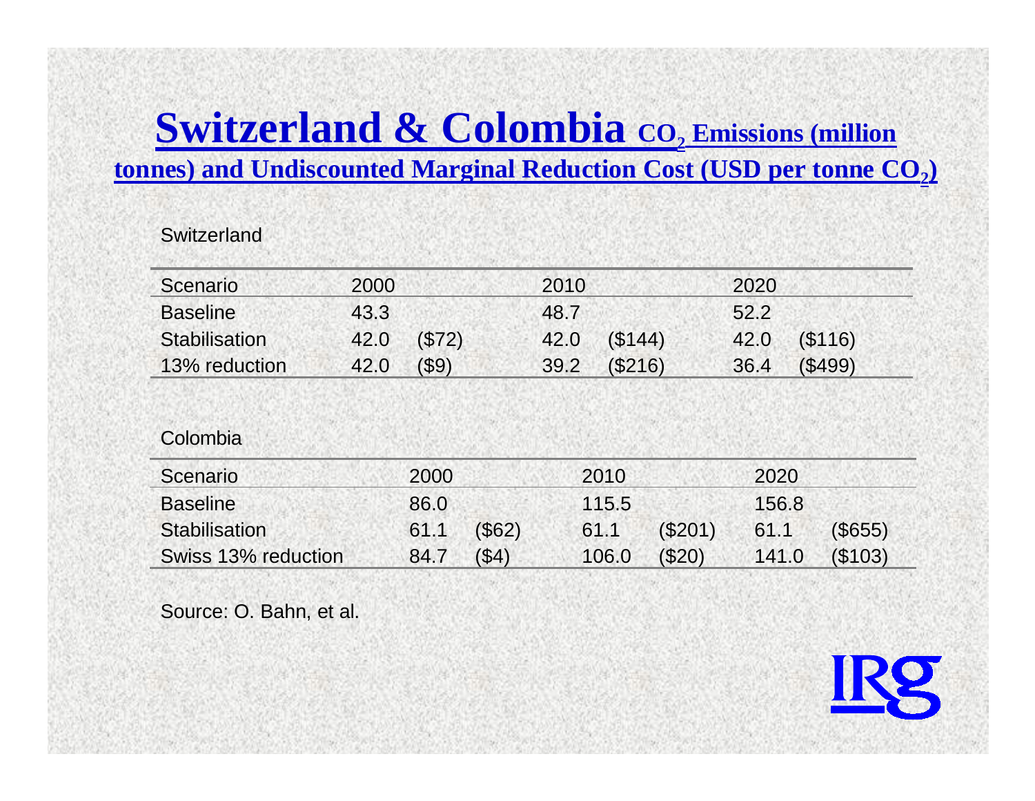# Switzerland & Colombia $CO_2$ Emissions (million tonnes) and Undiscounted Marginal Reduction Cost (USD per tonne $CO_2$)

Switzerland

| Scenario | 2000 | | 2010 | | 2020 | |
|---|---|---|---|---|---|---|
| Baseline | 43.3 | | 48.7 | | 52.2 | |
| Stabilisation | 42.0 | ($72) | 42.0 | ($144) | 42.0 | ($116) |
| 13% reduction | 42.0 | ($9) | 39.2 | ($216) | 36.4 | ($499) |

Colombia

| Scenario | 2000 | | 2010 | | 2020 | |
|---|---|---|---|---|---|---|
| Baseline | 86.0 | | 115.5 | | 156.8 | |
| Stabilisation | 61.1 | ($62) | 61.1 | ($201) | 61.1 | ($655) |
| Swiss 13% reduction | 84.7 | ($4) | 106.0 | ($20) | 141.0 | ($103) |

Source: O. Bahn, et al.

IRG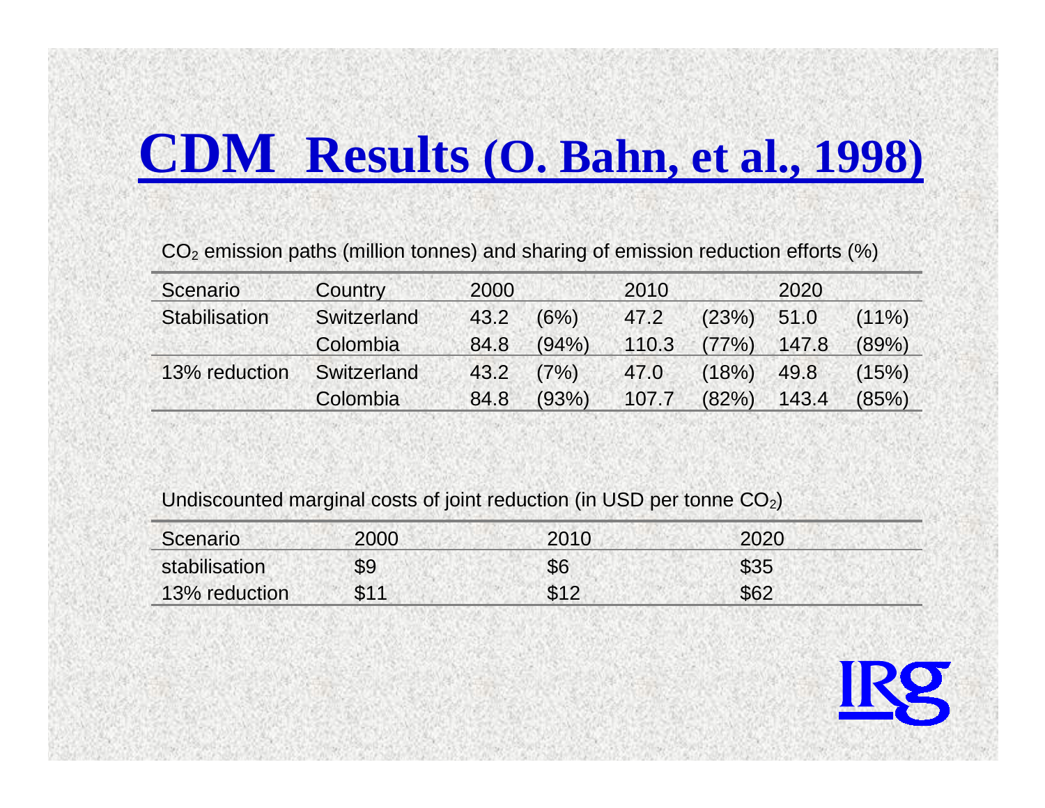# CDM Results (O. Bahn, et al., 1998)

$CO_2$ emission paths (million tonnes) and sharing of emission reduction efforts (%)

| Scenario | Country | 2000 | | 2010 | | 2020 | |
|---|---|---|---|---|---|---|---|
| Stabilisation | Switzerland | 43.2 | (6%) | 47.2 | (23%) | 51.0 | (11%) |
| | Colombia | 84.8 | (94%) | 110.3 | (77%) | 147.8 | (89%) |
| 13% reduction | Switzerland | 43.2 | (7%) | 47.0 | (18%) | 49.8 | (15%) |
| | Colombia | 84.8 | (93%) | 107.7 | (82%) | 143.4 | (85%) |

Undiscounted marginal costs of joint reduction (in USD per tonne $CO_2$)

| Scenario | 2000 | 2010 | 2020 |
|---|---|---|---|
| stabilisation | $9 | $6 | $35 |
| 13% reduction | $11 | $12 | $62 |

IRG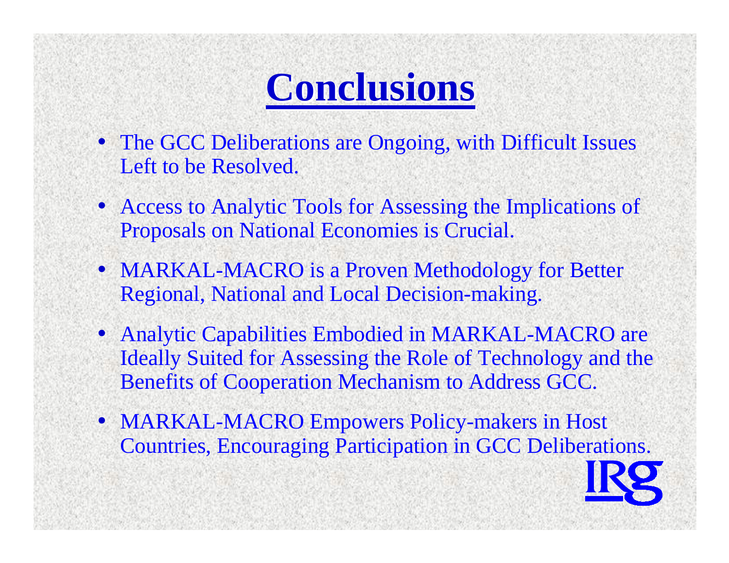# Conclusions

- The GCC Deliberations are Ongoing, with Difficult Issues Left to be Resolved.
- Access to Analytic Tools for Assessing the Implications of Proposals on National Economies is Crucial.
- MARKAL-MACRO is a Proven Methodology for Better Regional, National and Local Decision-making.
- Analytic Capabilities Embodied in MARKAL-MACRO are Ideally Suited for Assessing the Role of Technology and the Benefits of Cooperation Mechanism to Address GCC.
- MARKAL-MACRO Empowers Policy-makers in Host Countries, Encouraging Participation in GCC Deliberations.

IRG